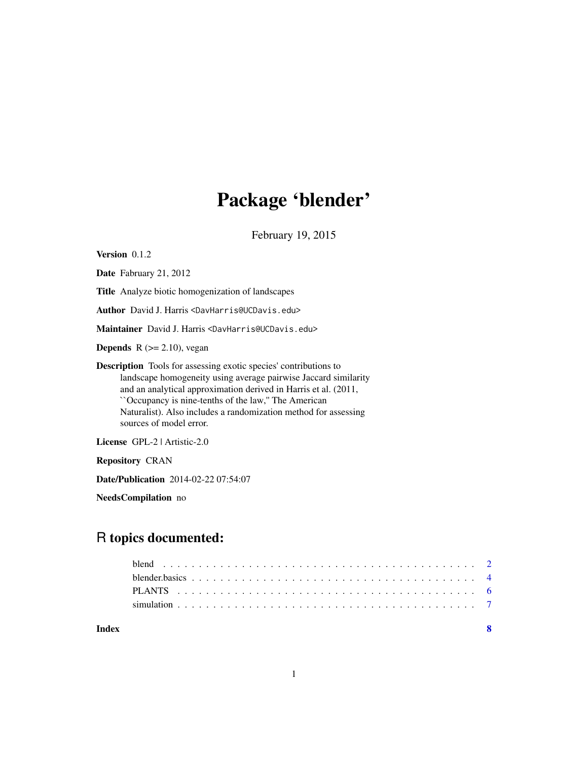# Package 'blender'

February 19, 2015

**Version** 0.1.2

**Date** February 21, 2012

**Title** Analyze biotic homogenization of landscapes

**Author** David J. Harris <DavHarris@UCDavis.edu>

**Maintainer** David J. Harris <DavHarris@UCDavis.edu>

**Depends** R (>= 2.10), vegan

**Description** Tools for assessing exotic species' contributions to landscape homogeneity using average pairwise Jaccard similarity and an analytical approximation derived in Harris et al. (2011, ``Occupancy is nine-tenths of the law,'' The American Naturalist). Also includes a randomization method for assessing sources of model error.

**License** GPL-2 | Artistic-2.0

**Repository** CRAN

**Date/Publication** 2014-02-22 07:54:07

**NeedsCompilation** no

## R topics documented:

| | |
|---|---|
| blend | 2 |
| blender.basics | 4 |
| PLANTS | 6 |
| simulation | 7 |
| **Index** | **8** |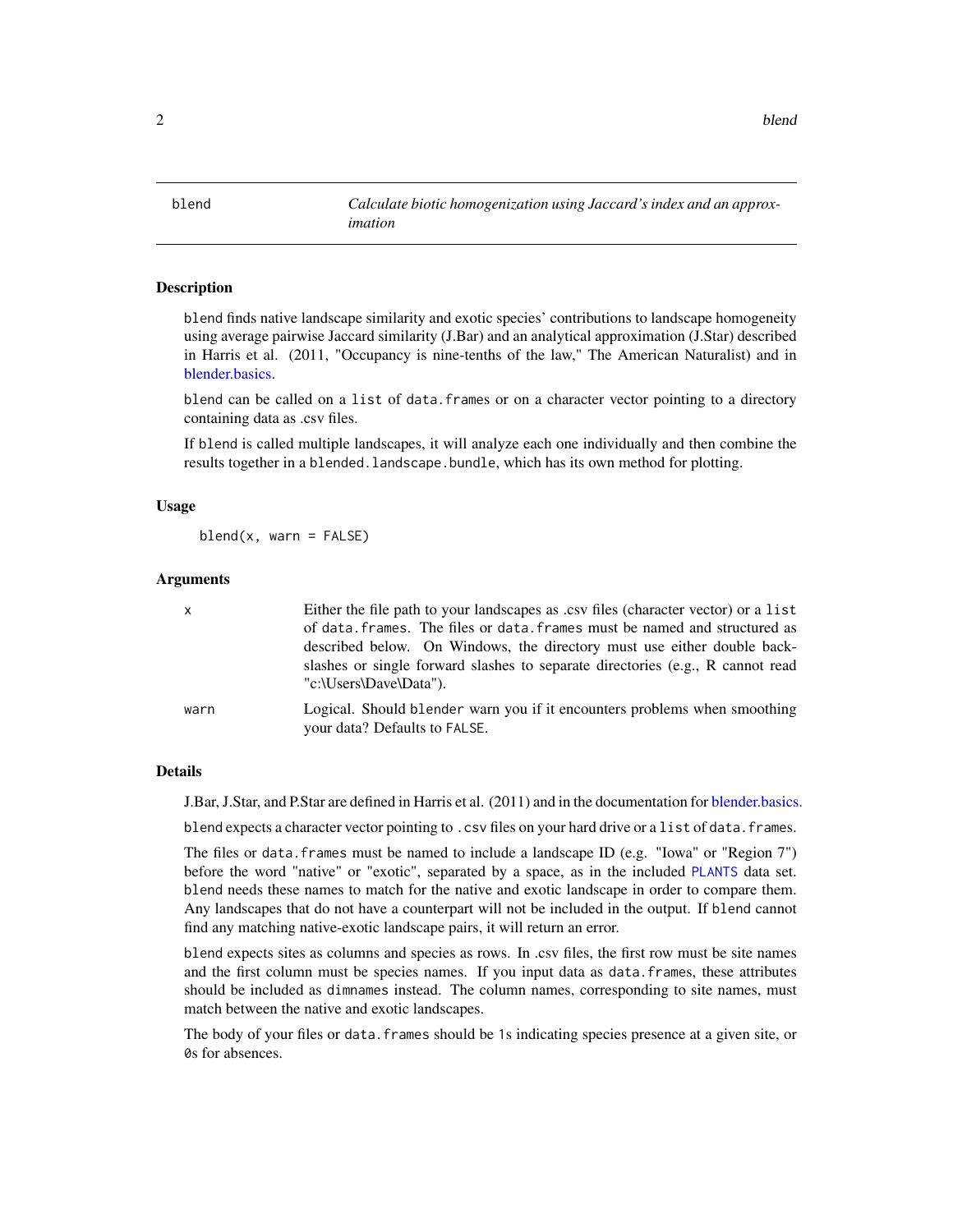| blend | *Calculate biotic homogenization using Jaccard's index and an approximation* |
|---|---|

### Description

`blend` finds native landscape similarity and exotic species' contributions to landscape homogeneity using average pairwise Jaccard similarity (J.Bar) and an analytical approximation (J.Star) described in Harris et al. (2011, "Occupancy is nine-tenths of the law," The American Naturalist) and in blender.basics.

`blend` can be called on a `list` of `data.frames` or on a character vector pointing to a directory containing data as .csv files.

If `blend` is called multiple landscapes, it will analyze each one individually and then combine the results together in a `blended.landscape.bundle`, which has its own method for plotting.

### Usage

```
blend(x, warn = FALSE)
```

### Arguments

| | |
|---|---|
| `x` | Either the file path to your landscapes as .csv files (character vector) or a `list` of `data.frames`. The files or `data.frames` must be named and structured as described below. On Windows, the directory must use either double backslashes or single forward slashes to separate directories (e.g., R cannot read "c:\Users\Dave\Data"). |
| `warn` | Logical. Should `blender` warn you if it encounters problems when smoothing your data? Defaults to `FALSE`. |

### Details

J.Bar, J.Star, and P.Star are defined in Harris et al. (2011) and in the documentation for blender.basics.

`blend` expects a character vector pointing to `.csv` files on your hard drive or a `list` of `data.frames`.

The files or `data.frames` must be named to include a landscape ID (e.g. "Iowa" or "Region 7") before the word "native" or "exotic", separated by a space, as in the included `PLANTS` data set. `blend` needs these names to match for the native and exotic landscape in order to compare them. Any landscapes that do not have a counterpart will not be included in the output. If `blend` cannot find any matching native-exotic landscape pairs, it will return an error.

`blend` expects sites as columns and species as rows. In .csv files, the first row must be site names and the first column must be species names. If you input data as `data.frames`, these attributes should be included as `dimnames` instead. The column names, corresponding to site names, must match between the native and exotic landscapes.

The body of your files or `data.frames` should be `1`s indicating species presence at a given site, or `0`s for absences.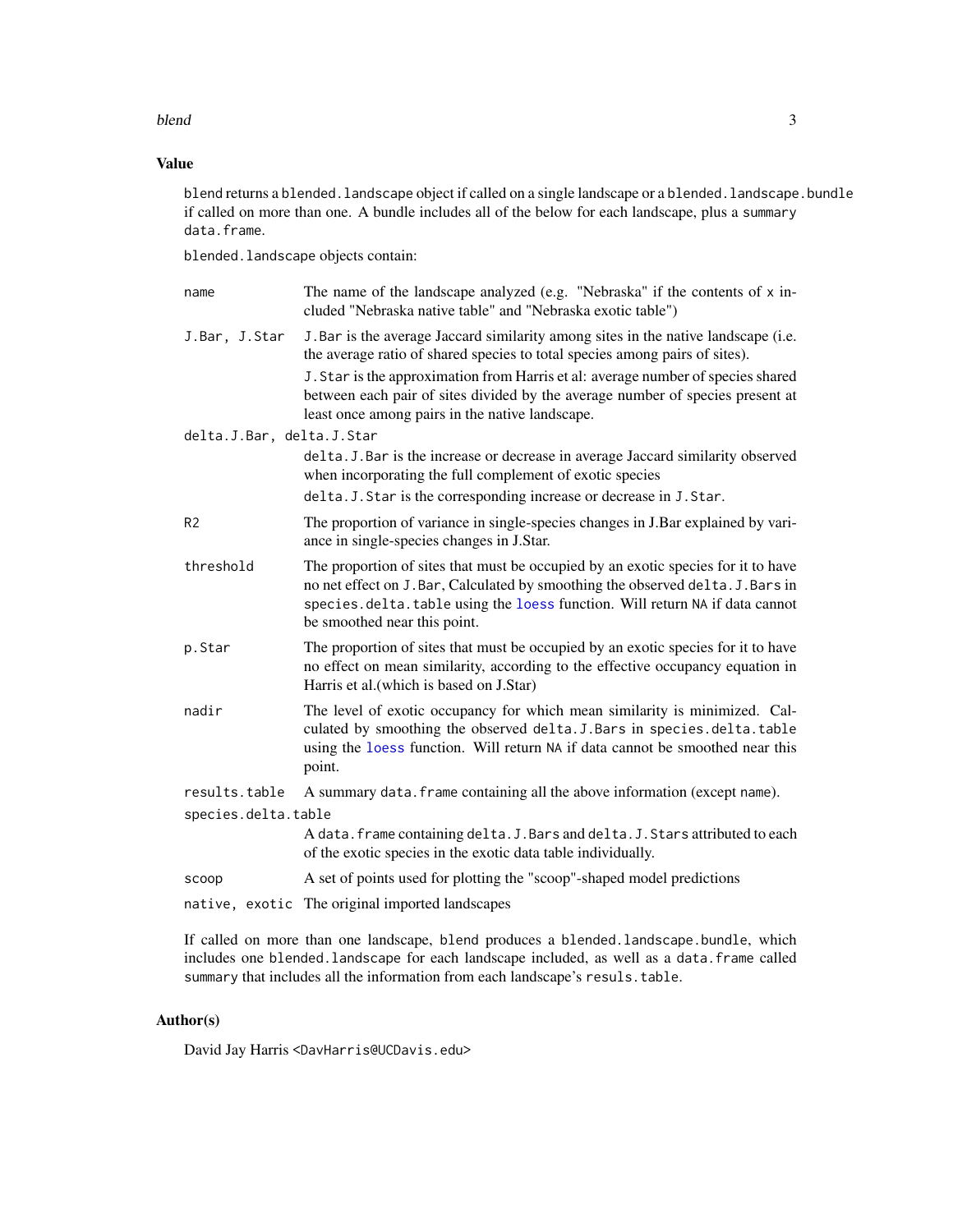## Value

`blend` returns a `blended.landscape` object if called on a single landscape or a `blended.landscape.bundle` if called on more than one. A bundle includes all of the below for each landscape, plus a `summary` `data.frame`.

`blended.landscape` objects contain:

**`name`**
: The name of the landscape analyzed (e.g. "Nebraska" if the contents of `x` included "Nebraska native table" and "Nebraska exotic table")

**`J.Bar, J.Star`**
: `J.Bar` is the average Jaccard similarity among sites in the native landscape (i.e. the average ratio of shared species to total species among pairs of sites).

  `J.Star` is the approximation from Harris et al: average number of species shared between each pair of sites divided by the average number of species present at least once among pairs in the native landscape.

**`delta.J.Bar, delta.J.Star`**
: `delta.J.Bar` is the increase or decrease in average Jaccard similarity observed when incorporating the full complement of exotic species

  `delta.J.Star` is the corresponding increase or decrease in `J.Star`.

**`R2`**
: The proportion of variance in single-species changes in J.Bar explained by variance in single-species changes in J.Star.

**`threshold`**
: The proportion of sites that must be occupied by an exotic species for it to have no net effect on `J.Bar`, Calculated by smoothing the observed `delta.J.Bars` in `species.delta.table` using the `loess` function. Will return `NA` if data cannot be smoothed near this point.

**`p.Star`**
: The proportion of sites that must be occupied by an exotic species for it to have no effect on mean similarity, according to the effective occupancy equation in Harris et al.(which is based on J.Star)

**`nadir`**
: The level of exotic occupancy for which mean similarity is minimized. Calculated by smoothing the observed `delta.J.Bars` in `species.delta.table` using the `loess` function. Will return `NA` if data cannot be smoothed near this point.

**`results.table`**
: A summary `data.frame` containing all the above information (except `name`).

**`species.delta.table`**
: A `data.frame` containing `delta.J.Bars` and `delta.J.Stars` attributed to each of the exotic species in the exotic data table individually.

**`scoop`**
: A set of points used for plotting the "scoop"-shaped model predictions

**`native, exotic`**
: The original imported landscapes

If called on more than one landscape, `blend` produces a `blended.landscape.bundle`, which includes one `blended.landscape` for each landscape included, as well as a `data.frame` called `summary` that includes all the information from each landscape's `resuls.table`.

## Author(s)

David Jay Harris <DavHarris@UCDavis.edu>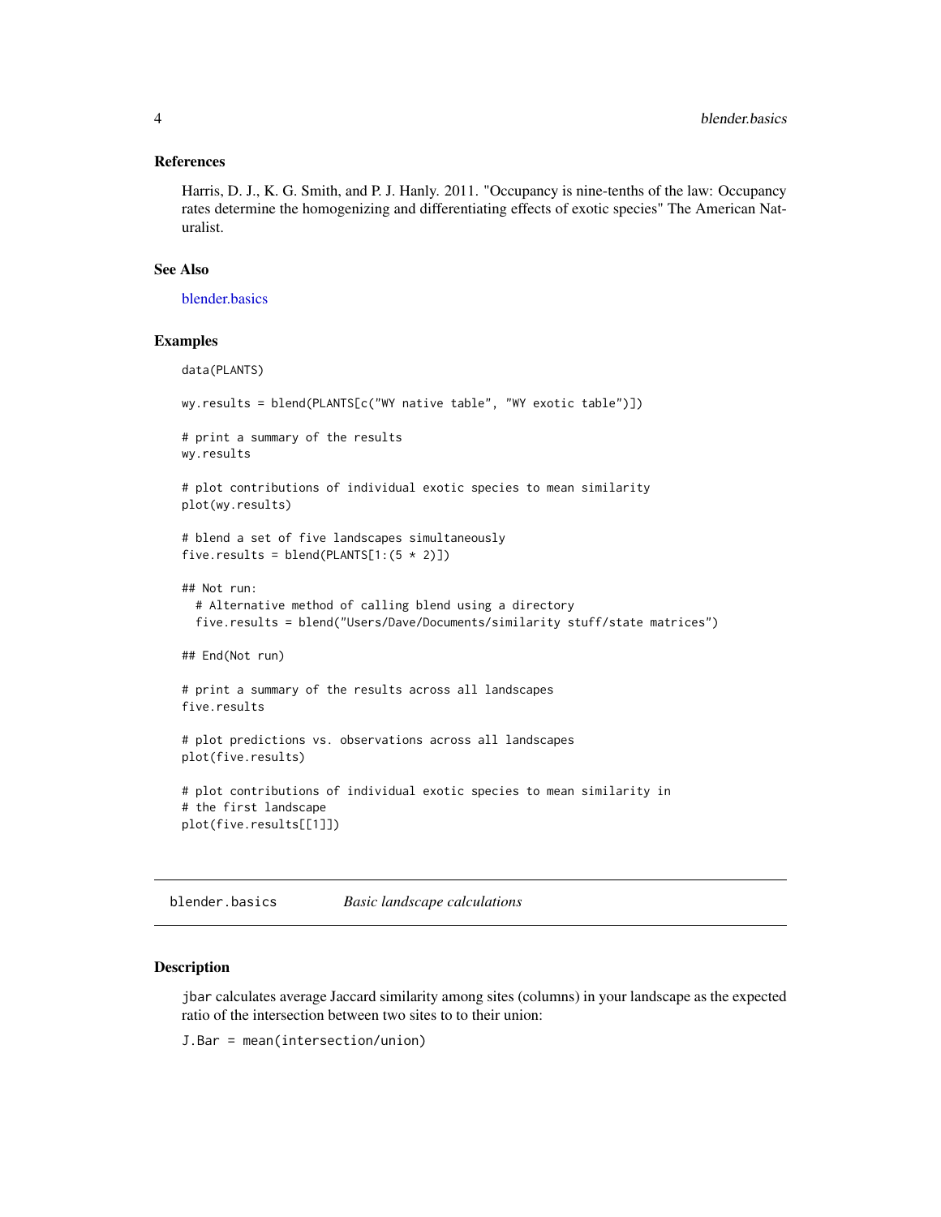### References

Harris, D. J., K. G. Smith, and P. J. Hanly. 2011. "Occupancy is nine-tenths of the law: Occupancy rates determine the homogenizing and differentiating effects of exotic species" The American Naturalist.

### See Also

blender.basics

### Examples

```
data(PLANTS)

wy.results = blend(PLANTS[c("WY native table", "WY exotic table")])

# print a summary of the results
wy.results

# plot contributions of individual exotic species to mean similarity
plot(wy.results)

# blend a set of five landscapes simultaneously
five.results = blend(PLANTS[1:(5 * 2)])

## Not run:
  # Alternative method of calling blend using a directory
  five.results = blend("Users/Dave/Documents/similarity stuff/state matrices")

## End(Not run)

# print a summary of the results across all landscapes
five.results

# plot predictions vs. observations across all landscapes
plot(five.results)

# plot contributions of individual exotic species to mean similarity in
# the first landscape
plot(five.results[[1]])
```

---

## blender.basics — *Basic landscape calculations*

### Description

`jbar` calculates average Jaccard similarity among sites (columns) in your landscape as the expected ratio of the intersection between two sites to to their union:

`J.Bar = mean(intersection/union)`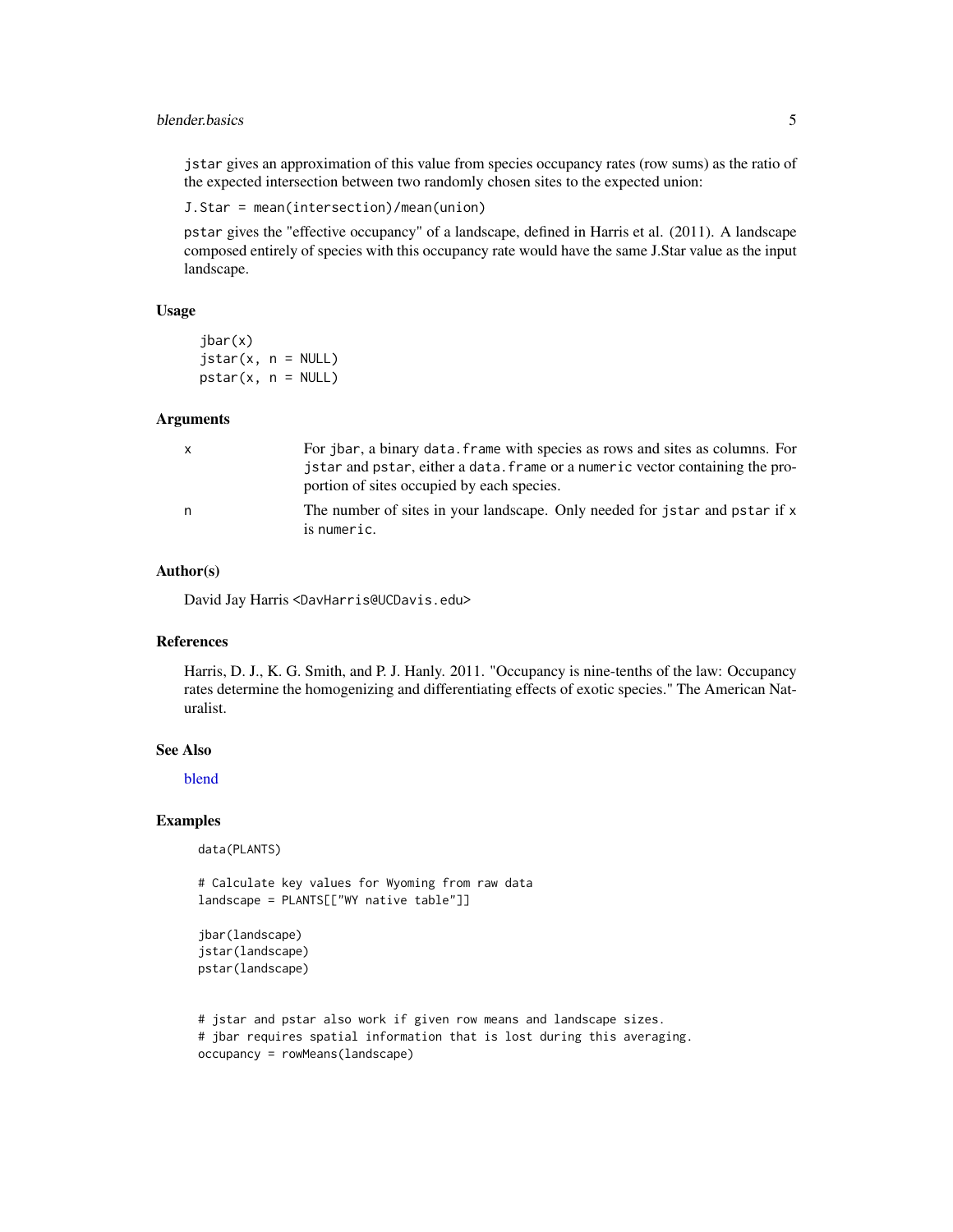`jstar` gives an approximation of this value from species occupancy rates (row sums) as the ratio of the expected intersection between two randomly chosen sites to the expected union:

`J.Star = mean(intersection)/mean(union)`

`pstar` gives the "effective occupancy" of a landscape, defined in Harris et al. (2011). A landscape composed entirely of species with this occupancy rate would have the same J.Star value as the input landscape.

### Usage

```
jbar(x)
jstar(x, n = NULL)
pstar(x, n = NULL)
```

### Arguments

| | |
|---|---|
| `x` | For `jbar`, a binary `data.frame` with species as rows and sites as columns. For `jstar` and `pstar`, either a `data.frame` or a `numeric` vector containing the proportion of sites occupied by each species. |
| `n` | The number of sites in your landscape. Only needed for `jstar` and `pstar` if `x` is `numeric`. |

### Author(s)

David Jay Harris <DavHarris@UCDavis.edu>

### References

Harris, D. J., K. G. Smith, and P. J. Hanly. 2011. "Occupancy is nine-tenths of the law: Occupancy rates determine the homogenizing and differentiating effects of exotic species." The American Naturalist.

### See Also

blend

### Examples

```
data(PLANTS)

# Calculate key values for Wyoming from raw data
landscape = PLANTS[["WY native table"]]

jbar(landscape)
jstar(landscape)
pstar(landscape)


# jstar and pstar also work if given row means and landscape sizes.
# jbar requires spatial information that is lost during this averaging.
occupancy = rowMeans(landscape)
```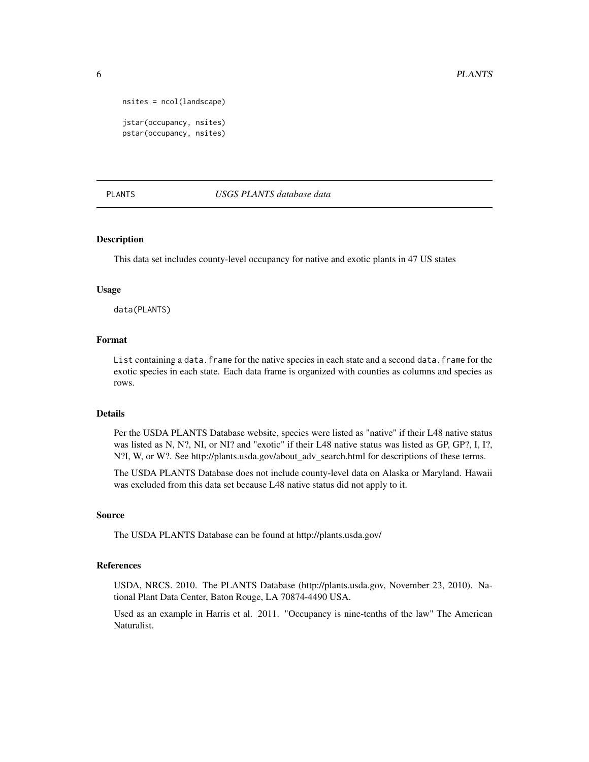```
nsites = ncol(landscape)

jstar(occupancy, nsites)
pstar(occupancy, nsites)
```

## PLANTS *USGS PLANTS database data*

### Description

This data set includes county-level occupancy for native and exotic plants in 47 US states

### Usage

```
data(PLANTS)
```

### Format

`List` containing a `data.frame` for the native species in each state and a second `data.frame` for the exotic species in each state. Each data frame is organized with counties as columns and species as rows.

### Details

Per the USDA PLANTS Database website, species were listed as "native" if their L48 native status was listed as N, N?, NI, or NI? and "exotic" if their L48 native status was listed as GP, GP?, I, I?, N?I, W, or W?. See http://plants.usda.gov/about_adv_search.html for descriptions of these terms.

The USDA PLANTS Database does not include county-level data on Alaska or Maryland. Hawaii was excluded from this data set because L48 native status did not apply to it.

### Source

The USDA PLANTS Database can be found at http://plants.usda.gov/

### References

USDA, NRCS. 2010. The PLANTS Database (http://plants.usda.gov, November 23, 2010). National Plant Data Center, Baton Rouge, LA 70874-4490 USA.

Used as an example in Harris et al. 2011. "Occupancy is nine-tenths of the law" The American Naturalist.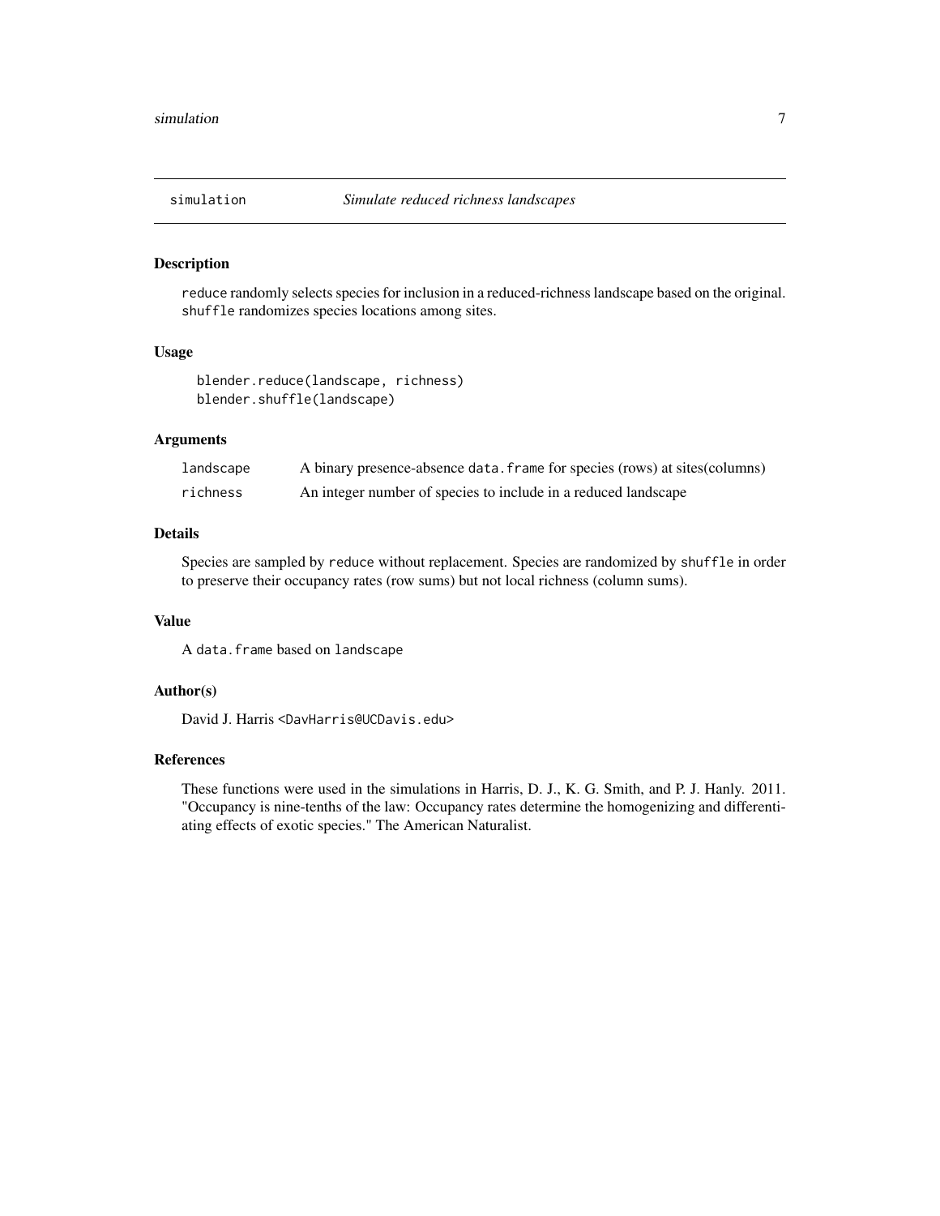# simulation — *Simulate reduced richness landscapes*

## Description

`reduce` randomly selects species for inclusion in a reduced-richness landscape based on the original. `shuffle` randomizes species locations among sites.

## Usage

```
blender.reduce(landscape, richness)
blender.shuffle(landscape)
```

## Arguments

| | |
|---|---|
| `landscape` | A binary presence-absence `data.frame` for species (rows) at sites(columns) |
| `richness` | An integer number of species to include in a reduced landscape |

## Details

Species are sampled by `reduce` without replacement. Species are randomized by `shuffle` in order to preserve their occupancy rates (row sums) but not local richness (column sums).

## Value

A `data.frame` based on `landscape`

## Author(s)

David J. Harris <DavHarris@UCDavis.edu>

## References

These functions were used in the simulations in Harris, D. J., K. G. Smith, and P. J. Hanly. 2011. "Occupancy is nine-tenths of the law: Occupancy rates determine the homogenizing and differentiating effects of exotic species." The American Naturalist.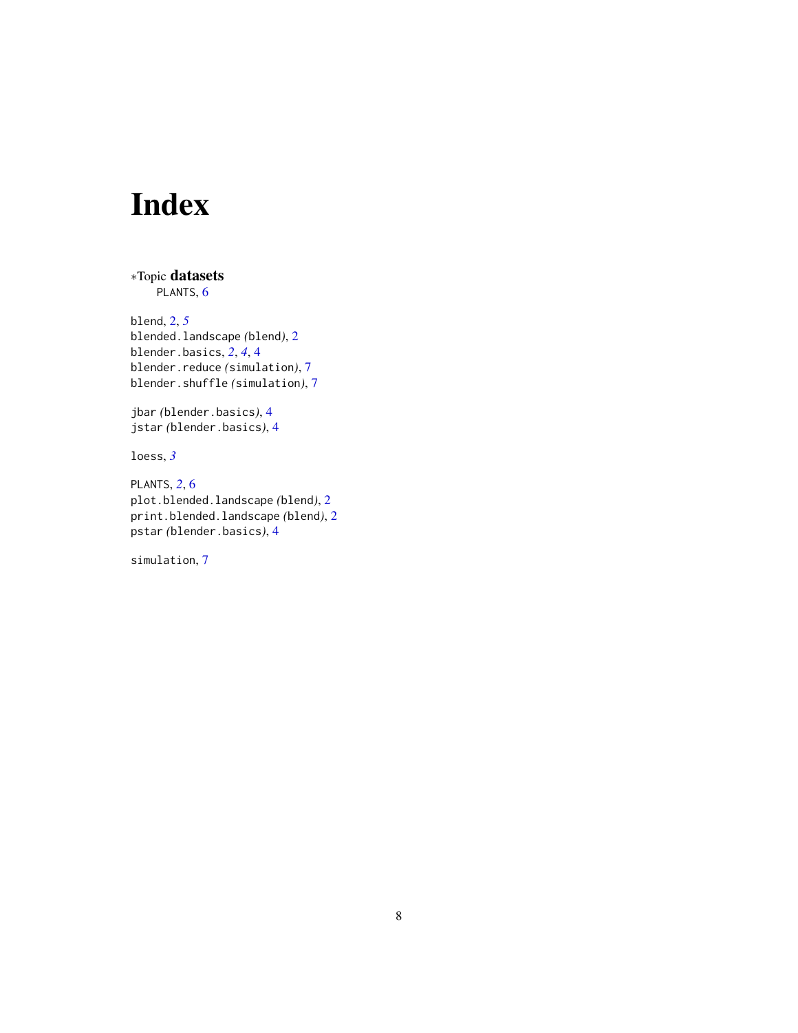# Index

*Topic **datasets**
    PLANTS, 6

blend, 2, *5*
blended.landscape *(*blend*)*, 2
blender.basics, *2*, *4*, 4
blender.reduce *(*simulation*)*, 7
blender.shuffle *(*simulation*)*, 7

jbar *(*blender.basics*)*, 4
jstar *(*blender.basics*)*, 4

loess, *3*

PLANTS, *2*, 6
plot.blended.landscape *(*blend*)*, 2
print.blended.landscape *(*blend*)*, 2
pstar *(*blender.basics*)*, 4

simulation, 7